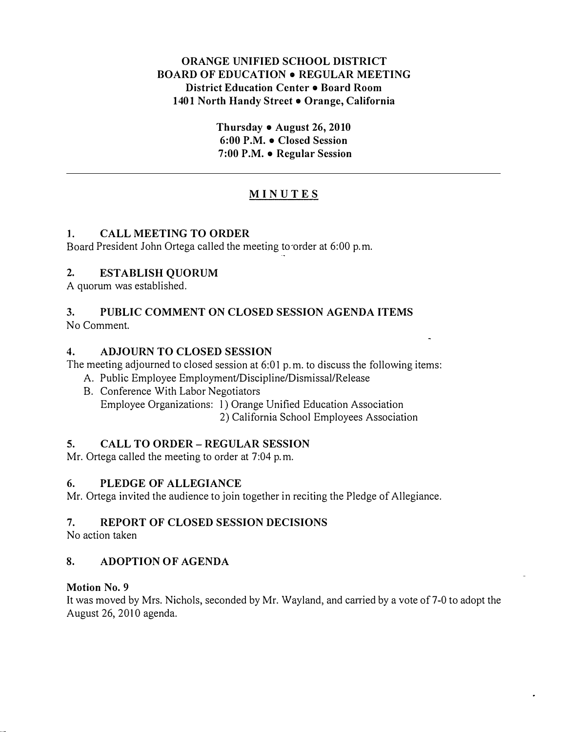**ORANGE UNIFIED SCHOOL DISTRICT**
**BOARD OF EDUCATION • REGULAR MEETING**
**District Education Center • Board Room**
**1401 North Handy Street • Orange, California**

**Thursday • August 26, 2010**
**6:00 P.M. • Closed Session**
**7:00 P.M. • Regular Session**

---

# MINUTES

## 1. CALL MEETING TO ORDER

Board President John Ortega called the meeting to order at 6:00 p.m.

## 2. ESTABLISH QUORUM

A quorum was established.

## 3. PUBLIC COMMENT ON CLOSED SESSION AGENDA ITEMS

No Comment.

## 4. ADJOURN TO CLOSED SESSION

The meeting adjourned to closed session at 6:01 p.m. to discuss the following items:

A. Public Employee Employment/Discipline/Dismissal/Release
B. Conference With Labor Negotiators
   Employee Organizations: 1) Orange Unified Education Association
   2) California School Employees Association

## 5. CALL TO ORDER – REGULAR SESSION

Mr. Ortega called the meeting to order at 7:04 p.m.

## 6. PLEDGE OF ALLEGIANCE

Mr. Ortega invited the audience to join together in reciting the Pledge of Allegiance.

## 7. REPORT OF CLOSED SESSION DECISIONS

No action taken

## 8. ADOPTION OF AGENDA

**Motion No. 9**

It was moved by Mrs. Nichols, seconded by Mr. Wayland, and carried by a vote of 7-0 to adopt the August 26, 2010 agenda.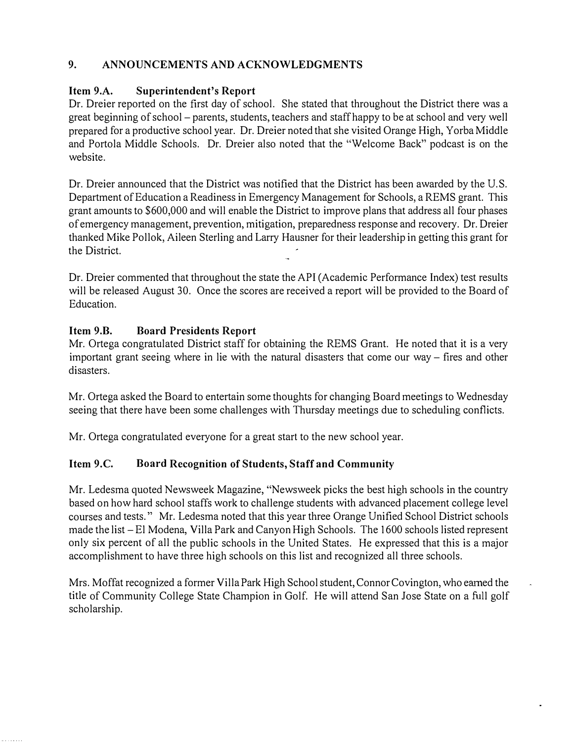## 9. ANNOUNCEMENTS AND ACKNOWLEDGMENTS

### Item 9.A. Superintendent's Report

Dr. Dreier reported on the first day of school. She stated that throughout the District there was a great beginning of school – parents, students, teachers and staff happy to be at school and very well prepared for a productive school year. Dr. Dreier noted that she visited Orange High, Yorba Middle and Portola Middle Schools. Dr. Dreier also noted that the "Welcome Back" podcast is on the website.

Dr. Dreier announced that the District was notified that the District has been awarded by the U.S. Department of Education a Readiness in Emergency Management for Schools, a REMS grant. This grant amounts to $600,000 and will enable the District to improve plans that address all four phases of emergency management, prevention, mitigation, preparedness response and recovery. Dr. Dreier thanked Mike Pollok, Aileen Sterling and Larry Hausner for their leadership in getting this grant for the District.

Dr. Dreier commented that throughout the state the API (Academic Performance Index) test results will be released August 30. Once the scores are received a report will be provided to the Board of Education.

### Item 9.B. Board Presidents Report

Mr. Ortega congratulated District staff for obtaining the REMS Grant. He noted that it is a very important grant seeing where in lie with the natural disasters that come our way – fires and other disasters.

Mr. Ortega asked the Board to entertain some thoughts for changing Board meetings to Wednesday seeing that there have been some challenges with Thursday meetings due to scheduling conflicts.

Mr. Ortega congratulated everyone for a great start to the new school year.

### Item 9.C. Board Recognition of Students, Staff and Community

Mr. Ledesma quoted Newsweek Magazine, "Newsweek picks the best high schools in the country based on how hard school staffs work to challenge students with advanced placement college level courses and tests." Mr. Ledesma noted that this year three Orange Unified School District schools made the list – El Modena, Villa Park and Canyon High Schools. The 1600 schools listed represent only six percent of all the public schools in the United States. He expressed that this is a major accomplishment to have three high schools on this list and recognized all three schools.

Mrs. Moffat recognized a former Villa Park High School student, Connor Covington, who earned the title of Community College State Champion in Golf. He will attend San Jose State on a full golf scholarship.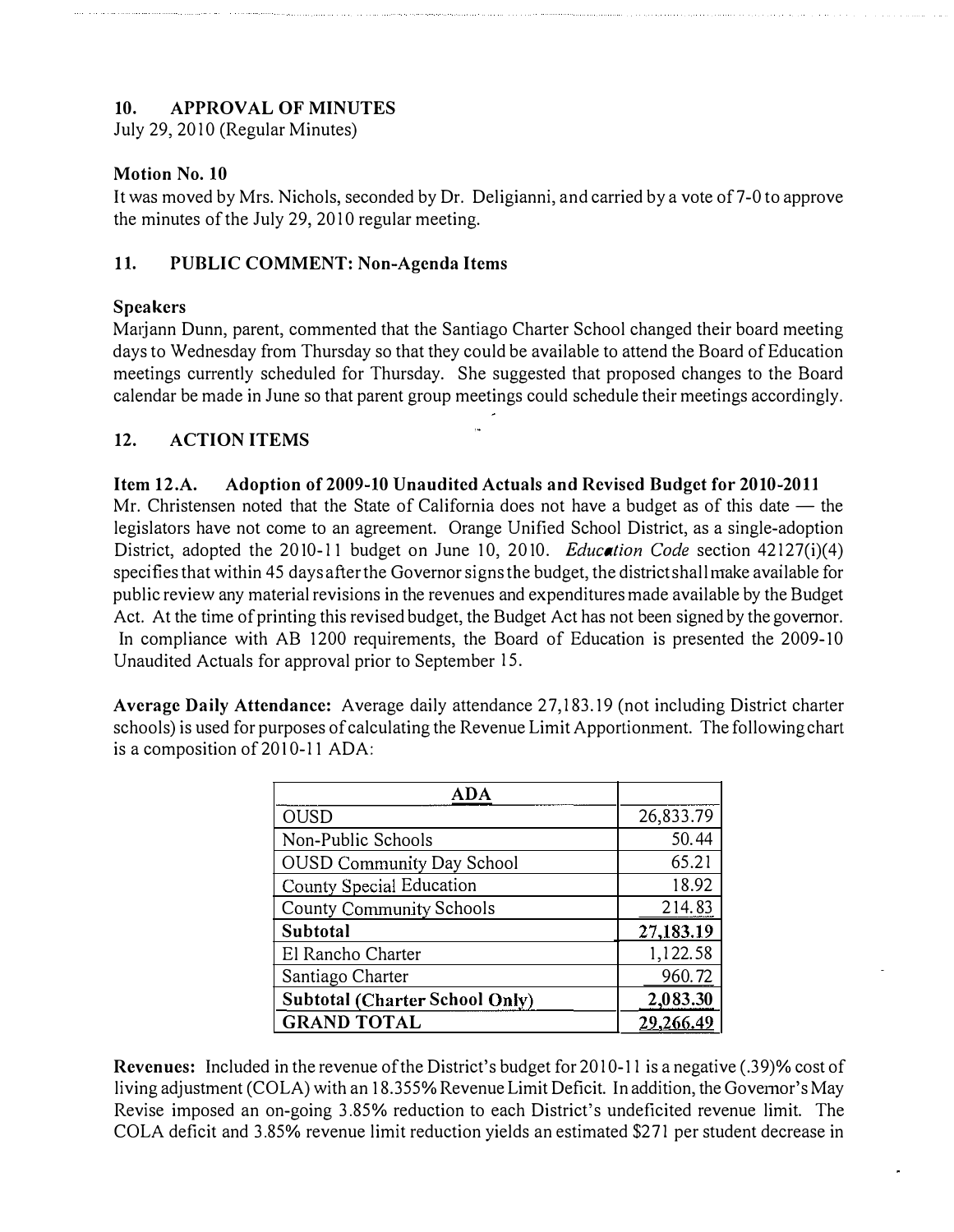## 10. APPROVAL OF MINUTES

July 29, 2010 (Regular Minutes)

**Motion No. 10**

It was moved by Mrs. Nichols, seconded by Dr. Deligianni, and carried by a vote of 7-0 to approve the minutes of the July 29, 2010 regular meeting.

## 11. PUBLIC COMMENT: Non-Agenda Items

**Speakers**

Marjann Dunn, parent, commented that the Santiago Charter School changed their board meeting days to Wednesday from Thursday so that they could be available to attend the Board of Education meetings currently scheduled for Thursday. She suggested that proposed changes to the Board calendar be made in June so that parent group meetings could schedule their meetings accordingly.

## 12. ACTION ITEMS

**Item 12.A. Adoption of 2009-10 Unaudited Actuals and Revised Budget for 2010-2011**

Mr. Christensen noted that the State of California does not have a budget as of this date — the legislators have not come to an agreement. Orange Unified School District, as a single-adoption District, adopted the 2010-11 budget on June 10, 2010. *Education Code* section 42127(i)(4) specifies that within 45 days after the Governor signs the budget, the district shall make available for public review any material revisions in the revenues and expenditures made available by the Budget Act. At the time of printing this revised budget, the Budget Act has not been signed by the governor. In compliance with AB 1200 requirements, the Board of Education is presented the 2009-10 Unaudited Actuals for approval prior to September 15.

**Average Daily Attendance:** Average daily attendance 27,183.19 (not including District charter schools) is used for purposes of calculating the Revenue Limit Apportionment. The following chart is a composition of 2010-11 ADA:

| ADA | |
|---|---|
| OUSD | 26,833.79 |
| Non-Public Schools | 50.44 |
| OUSD Community Day School | 65.21 |
| County Special Education | 18.92 |
| County Community Schools | 214.83 |
| **Subtotal** | **27,183.19** |
| El Rancho Charter | 1,122.58 |
| Santiago Charter | 960.72 |
| **Subtotal (Charter School Only)** | **2,083.30** |
| **GRAND TOTAL** | **29,266.49** |

**Revenues:** Included in the revenue of the District's budget for 2010-11 is a negative (.39)% cost of living adjustment (COLA) with an 18.355% Revenue Limit Deficit. In addition, the Governor's May Revise imposed an on-going 3.85% reduction to each District's undeficited revenue limit. The COLA deficit and 3.85% revenue limit reduction yields an estimated $271 per student decrease in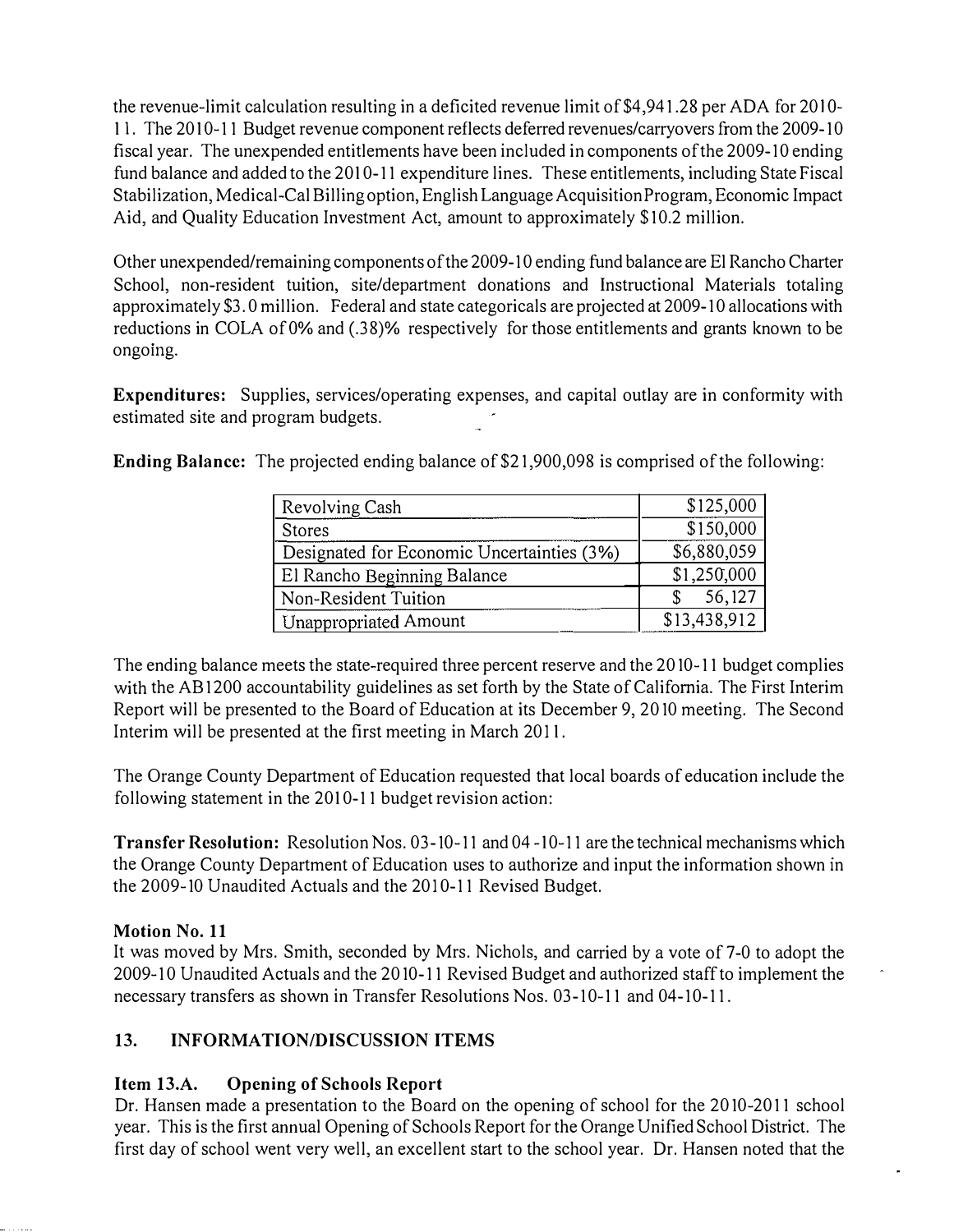the revenue-limit calculation resulting in a deficited revenue limit of $4,941.28 per ADA for 2010-11. The 2010-11 Budget revenue component reflects deferred revenues/carryovers from the 2009-10 fiscal year. The unexpended entitlements have been included in components of the 2009-10 ending fund balance and added to the 2010-11 expenditure lines. These entitlements, including State Fiscal Stabilization, Medical-Cal Billing option, English Language Acquisition Program, Economic Impact Aid, and Quality Education Investment Act, amount to approximately $10.2 million.

Other unexpended/remaining components of the 2009-10 ending fund balance are El Rancho Charter School, non-resident tuition, site/department donations and Instructional Materials totaling approximately $3.0 million. Federal and state categoricals are projected at 2009-10 allocations with reductions in COLA of 0% and (.38)% respectively for those entitlements and grants known to be ongoing.

**Expenditures:** Supplies, services/operating expenses, and capital outlay are in conformity with estimated site and program budgets.

**Ending Balance:** The projected ending balance of $21,900,098 is comprised of the following:

| | |
|---|---|
| Revolving Cash | $125,000 |
| Stores | $150,000 |
| Designated for Economic Uncertainties (3%) | $6,880,059 |
| El Rancho Beginning Balance | $1,250,000 |
| Non-Resident Tuition | $ 56,127 |
| Unappropriated Amount | $13,438,912 |

The ending balance meets the state-required three percent reserve and the 2010-11 budget complies with the AB1200 accountability guidelines as set forth by the State of California. The First Interim Report will be presented to the Board of Education at its December 9, 2010 meeting. The Second Interim will be presented at the first meeting in March 2011.

The Orange County Department of Education requested that local boards of education include the following statement in the 2010-11 budget revision action:

**Transfer Resolution:** Resolution Nos. 03-10-11 and 04-10-11 are the technical mechanisms which the Orange County Department of Education uses to authorize and input the information shown in the 2009-10 Unaudited Actuals and the 2010-11 Revised Budget.

**Motion No. 11**
It was moved by Mrs. Smith, seconded by Mrs. Nichols, and carried by a vote of 7-0 to adopt the 2009-10 Unaudited Actuals and the 2010-11 Revised Budget and authorized staff to implement the necessary transfers as shown in Transfer Resolutions Nos. 03-10-11 and 04-10-11.

## 13. INFORMATION/DISCUSSION ITEMS

**Item 13.A. Opening of Schools Report**
Dr. Hansen made a presentation to the Board on the opening of school for the 2010-2011 school year. This is the first annual Opening of Schools Report for the Orange Unified School District. The first day of school went very well, an excellent start to the school year. Dr. Hansen noted that the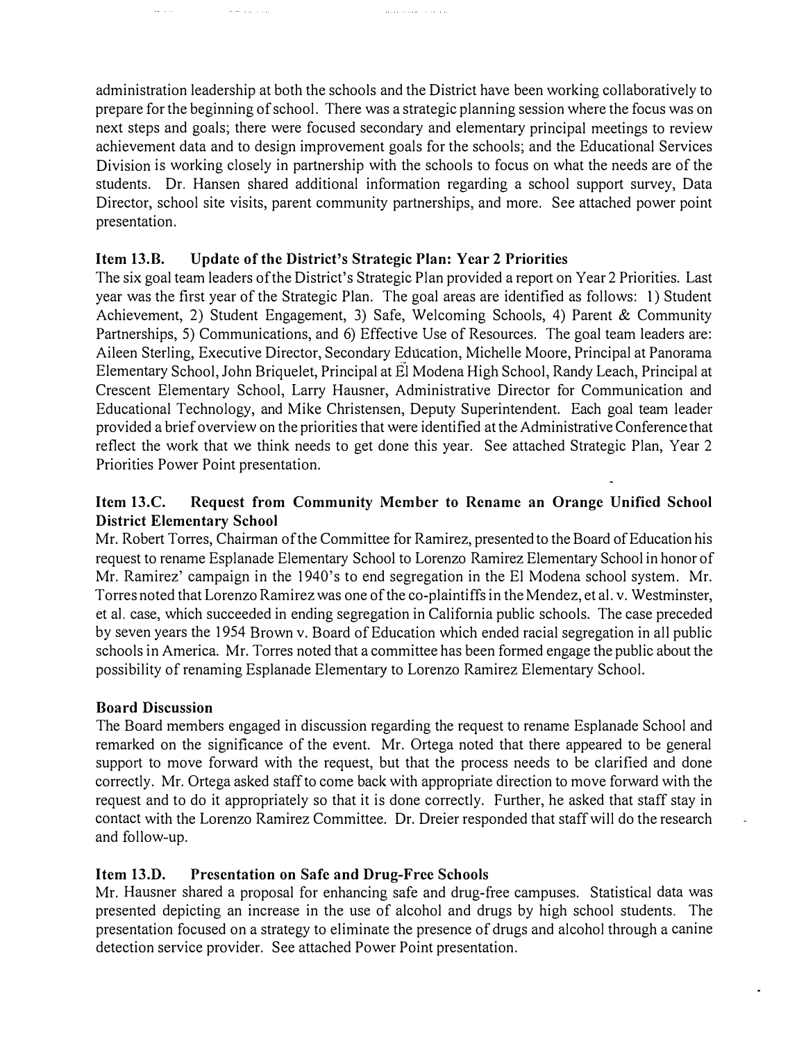administration leadership at both the schools and the District have been working collaboratively to prepare for the beginning of school. There was a strategic planning session where the focus was on next steps and goals; there were focused secondary and elementary principal meetings to review achievement data and to design improvement goals for the schools; and the Educational Services Division is working closely in partnership with the schools to focus on what the needs are of the students. Dr. Hansen shared additional information regarding a school support survey, Data Director, school site visits, parent community partnerships, and more. See attached power point presentation.

**Item 13.B. Update of the District's Strategic Plan: Year 2 Priorities**

The six goal team leaders of the District's Strategic Plan provided a report on Year 2 Priorities. Last year was the first year of the Strategic Plan. The goal areas are identified as follows: 1) Student Achievement, 2) Student Engagement, 3) Safe, Welcoming Schools, 4) Parent & Community Partnerships, 5) Communications, and 6) Effective Use of Resources. The goal team leaders are: Aileen Sterling, Executive Director, Secondary Education, Michelle Moore, Principal at Panorama Elementary School, John Briquelet, Principal at El Modena High School, Randy Leach, Principal at Crescent Elementary School, Larry Hausner, Administrative Director for Communication and Educational Technology, and Mike Christensen, Deputy Superintendent. Each goal team leader provided a brief overview on the priorities that were identified at the Administrative Conference that reflect the work that we think needs to get done this year. See attached Strategic Plan, Year 2 Priorities Power Point presentation.

**Item 13.C. Request from Community Member to Rename an Orange Unified School District Elementary School**

Mr. Robert Torres, Chairman of the Committee for Ramirez, presented to the Board of Education his request to rename Esplanade Elementary School to Lorenzo Ramirez Elementary School in honor of Mr. Ramirez' campaign in the 1940's to end segregation in the El Modena school system. Mr. Torres noted that Lorenzo Ramirez was one of the co-plaintiffs in the Mendez, et al. v. Westminster, et al. case, which succeeded in ending segregation in California public schools. The case preceded by seven years the 1954 Brown v. Board of Education which ended racial segregation in all public schools in America. Mr. Torres noted that a committee has been formed engage the public about the possibility of renaming Esplanade Elementary to Lorenzo Ramirez Elementary School.

**Board Discussion**

The Board members engaged in discussion regarding the request to rename Esplanade School and remarked on the significance of the event. Mr. Ortega noted that there appeared to be general support to move forward with the request, but that the process needs to be clarified and done correctly. Mr. Ortega asked staff to come back with appropriate direction to move forward with the request and to do it appropriately so that it is done correctly. Further, he asked that staff stay in contact with the Lorenzo Ramirez Committee. Dr. Dreier responded that staff will do the research and follow-up.

**Item 13.D. Presentation on Safe and Drug-Free Schools**

Mr. Hausner shared a proposal for enhancing safe and drug-free campuses. Statistical data was presented depicting an increase in the use of alcohol and drugs by high school students. The presentation focused on a strategy to eliminate the presence of drugs and alcohol through a canine detection service provider. See attached Power Point presentation.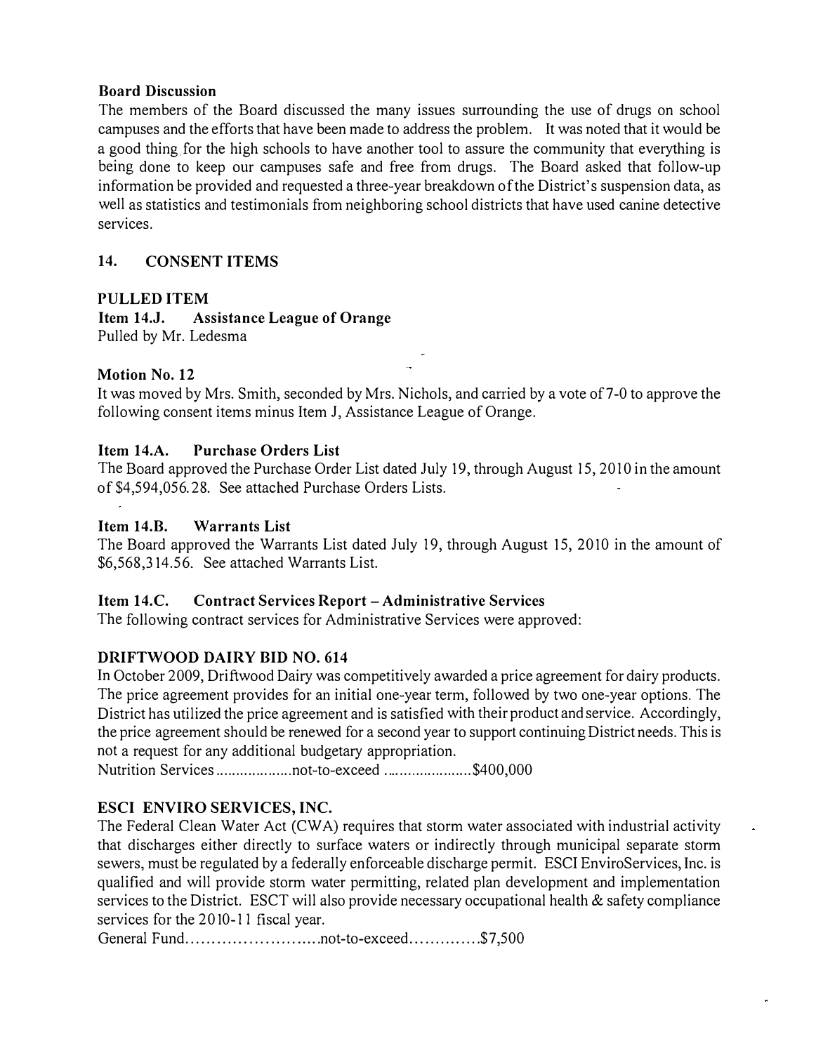**Board Discussion**

The members of the Board discussed the many issues surrounding the use of drugs on school campuses and the efforts that have been made to address the problem. It was noted that it would be a good thing for the high schools to have another tool to assure the community that everything is being done to keep our campuses safe and free from drugs. The Board asked that follow-up information be provided and requested a three-year breakdown of the District's suspension data, as well as statistics and testimonials from neighboring school districts that have used canine detective services.

## 14. CONSENT ITEMS

**PULLED ITEM**

**Item 14.J. Assistance League of Orange**

Pulled by Mr. Ledesma

**Motion No. 12**

It was moved by Mrs. Smith, seconded by Mrs. Nichols, and carried by a vote of 7-0 to approve the following consent items minus Item J, Assistance League of Orange.

**Item 14.A. Purchase Orders List**

The Board approved the Purchase Order List dated July 19, through August 15, 2010 in the amount of $4,594,056.28. See attached Purchase Orders Lists.

**Item 14.B. Warrants List**

The Board approved the Warrants List dated July 19, through August 15, 2010 in the amount of $6,568,314.56. See attached Warrants List.

**Item 14.C. Contract Services Report – Administrative Services**

The following contract services for Administrative Services were approved:

**DRIFTWOOD DAIRY BID NO. 614**

In October 2009, Driftwood Dairy was competitively awarded a price agreement for dairy products. The price agreement provides for an initial one-year term, followed by two one-year options. The District has utilized the price agreement and is satisfied with their product and service. Accordingly, the price agreement should be renewed for a second year to support continuing District needs. This is not a request for any additional budgetary appropriation.

Nutrition Services ..................not-to-exceed .....................$400,000

**ESCI ENVIRO SERVICES, INC.**

The Federal Clean Water Act (CWA) requires that storm water associated with industrial activity that discharges either directly to surface waters or indirectly through municipal separate storm sewers, must be regulated by a federally enforceable discharge permit. ESCI EnviroServices, Inc. is qualified and will provide storm water permitting, related plan development and implementation services to the District. ESCT will also provide necessary occupational health & safety compliance services for the 2010-11 fiscal year.

General Fund..........................not-to-exceed..............$7,500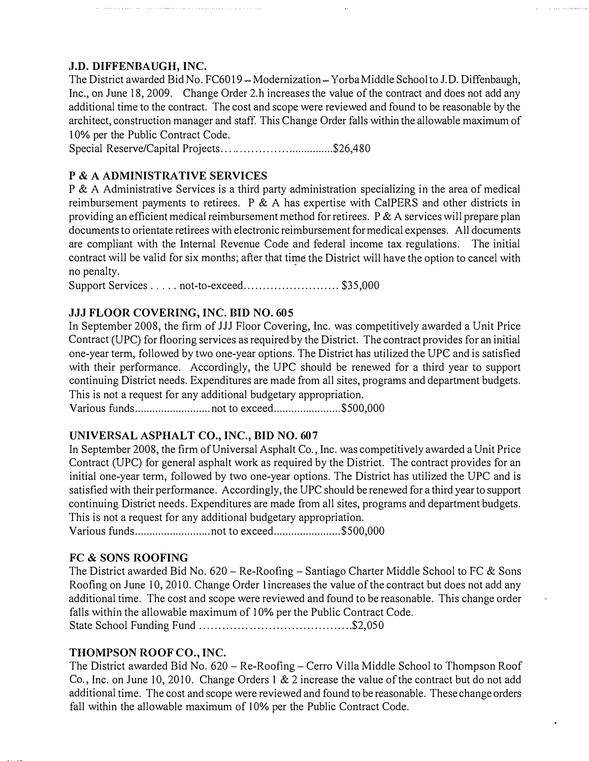**J.D. DIFFENBAUGH, INC.**

The District awarded Bid No. FC6019 – Modernization – Yorba Middle School to J.D. Diffenbaugh, Inc., on June 18, 2009. Change Order 2.h increases the value of the contract and does not add any additional time to the contract. The cost and scope were reviewed and found to be reasonable by the architect, construction manager and staff. This Change Order falls within the allowable maximum of 10% per the Public Contract Code.

Special Reserve/Capital Projects.....................................$26,480

**P & A ADMINISTRATIVE SERVICES**

P & A Administrative Services is a third party administration specializing in the area of medical reimbursement payments to retirees. P & A has expertise with CalPERS and other districts in providing an efficient medical reimbursement method for retirees. P & A services will prepare plan documents to orientate retirees with electronic reimbursement for medical expenses. All documents are compliant with the Internal Revenue Code and federal income tax regulations. The initial contract will be valid for six months; after that time the District will have the option to cancel with no penalty.

Support Services . . . . . not-to-exceed......................... $35,000

**JJJ FLOOR COVERING, INC. BID NO. 605**

In September 2008, the firm of JJJ Floor Covering, Inc. was competitively awarded a Unit Price Contract (UPC) for flooring services as required by the District. The contract provides for an initial one-year term, followed by two one-year options. The District has utilized the UPC and is satisfied with their performance. Accordingly, the UPC should be renewed for a third year to support continuing District needs. Expenditures are made from all sites, programs and department budgets. This is not a request for any additional budgetary appropriation.

Various funds..........................not to exceed.......................$500,000

**UNIVERSAL ASPHALT CO., INC., BID NO. 607**

In September 2008, the firm of Universal Asphalt Co., Inc. was competitively awarded a Unit Price Contract (UPC) for general asphalt work as required by the District. The contract provides for an initial one-year term, followed by two one-year options. The District has utilized the UPC and is satisfied with their performance. Accordingly, the UPC should be renewed for a third year to support continuing District needs. Expenditures are made from all sites, programs and department budgets. This is not a request for any additional budgetary appropriation.

Various funds..........................not to exceed.......................$500,000

**FC & SONS ROOFING**

The District awarded Bid No. 620 – Re-Roofing – Santiago Charter Middle School to FC & Sons Roofing on June 10, 2010. Change Order 1 increases the value of the contract but does not add any additional time. The cost and scope were reviewed and found to be reasonable. This change order falls within the allowable maximum of 10% per the Public Contract Code.

State School Funding Fund ........................................$2,050

**THOMPSON ROOF CO., INC.**

The District awarded Bid No. 620 – Re-Roofing – Cerro Villa Middle School to Thompson Roof Co., Inc. on June 10, 2010. Change Orders 1 & 2 increase the value of the contract but do not add additional time. The cost and scope were reviewed and found to be reasonable. These change orders fall within the allowable maximum of 10% per the Public Contract Code.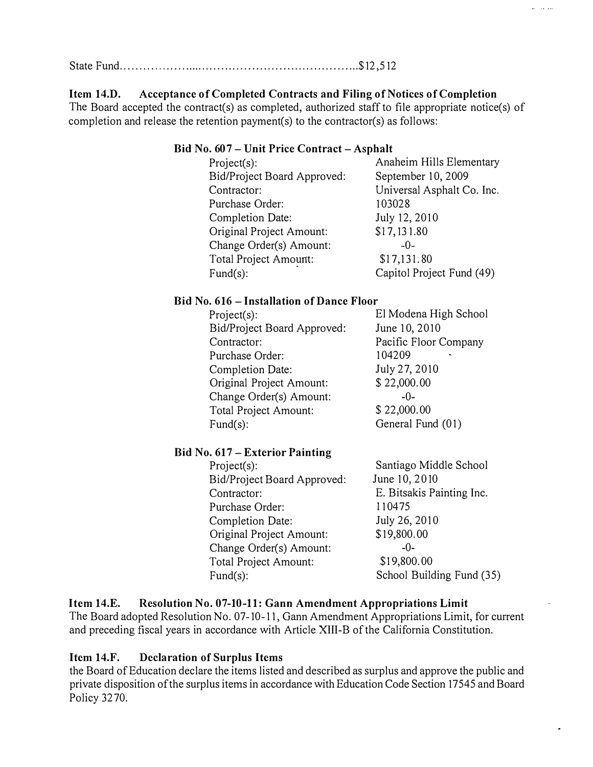State Fund.......................................................................$12,512

**Item 14.D. Acceptance of Completed Contracts and Filing of Notices of Completion**

The Board accepted the contract(s) as completed, authorized staff to file appropriate notice(s) of completion and release the retention payment(s) to the contractor(s) as follows:

**Bid No. 607 – Unit Price Contract – Asphalt**

| | |
|---|---|
| Project(s): | Anaheim Hills Elementary |
| Bid/Project Board Approved: | September 10, 2009 |
| Contractor: | Universal Asphalt Co. Inc. |
| Purchase Order: | 103028 |
| Completion Date: | July 12, 2010 |
| Original Project Amount: | $17,131.80 |
| Change Order(s) Amount: | -0- |
| Total Project Amount: | $17,131.80 |
| Fund(s): | Capitol Project Fund (49) |

**Bid No. 616 – Installation of Dance Floor**

| | |
|---|---|
| Project(s): | El Modena High School |
| Bid/Project Board Approved: | June 10, 2010 |
| Contractor: | Pacific Floor Company |
| Purchase Order: | 104209 |
| Completion Date: | July 27, 2010 |
| Original Project Amount: | $ 22,000.00 |
| Change Order(s) Amount: | -0- |
| Total Project Amount: | $ 22,000.00 |
| Fund(s): | General Fund (01) |

**Bid No. 617 – Exterior Painting**

| | |
|---|---|
| Project(s): | Santiago Middle School |
| Bid/Project Board Approved: | June 10, 2010 |
| Contractor: | E. Bitsakis Painting Inc. |
| Purchase Order: | 110475 |
| Completion Date: | July 26, 2010 |
| Original Project Amount: | $19,800.00 |
| Change Order(s) Amount: | -0- |
| Total Project Amount: | $19,800.00 |
| Fund(s): | School Building Fund (35) |

**Item 14.E. Resolution No. 07-10-11: Gann Amendment Appropriations Limit**

The Board adopted Resolution No. 07-10-11, Gann Amendment Appropriations Limit, for current and preceding fiscal years in accordance with Article XIII-B of the California Constitution.

**Item 14.F. Declaration of Surplus Items**

the Board of Education declare the items listed and described as surplus and approve the public and private disposition of the surplus items in accordance with Education Code Section 17545 and Board Policy 3270.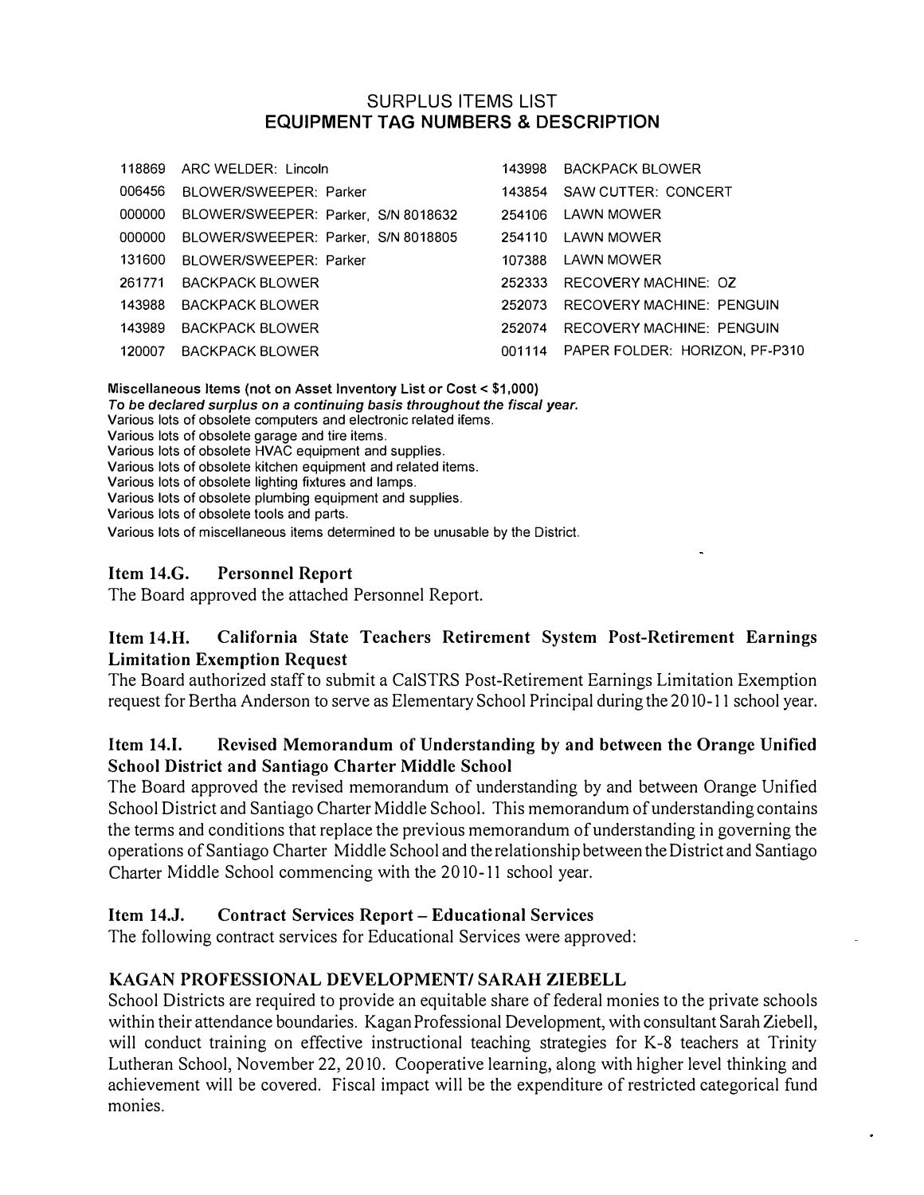## SURPLUS ITEMS LIST
## EQUIPMENT TAG NUMBERS & DESCRIPTION

| | | | |
|---|---|---|---|
| 118869 | ARC WELDER: Lincoln | 143998 | BACKPACK BLOWER |
| 006456 | BLOWER/SWEEPER: Parker | 143854 | SAW CUTTER: CONCERT |
| 000000 | BLOWER/SWEEPER: Parker, S/N 8018632 | 254106 | LAWN MOWER |
| 000000 | BLOWER/SWEEPER: Parker, S/N 8018805 | 254110 | LAWN MOWER |
| 131600 | BLOWER/SWEEPER: Parker | 107388 | LAWN MOWER |
| 261771 | BACKPACK BLOWER | 252333 | RECOVERY MACHINE: OZ |
| 143988 | BACKPACK BLOWER | 252073 | RECOVERY MACHINE: PENGUIN |
| 143989 | BACKPACK BLOWER | 252074 | RECOVERY MACHINE: PENGUIN |
| 120007 | BACKPACK BLOWER | 001114 | PAPER FOLDER: HORIZON, PF-P310 |

**Miscellaneous Items (not on Asset Inventory List or Cost < $1,000)**
***To be declared surplus on a continuing basis throughout the fiscal year.***
Various lots of obsolete computers and electronic related items.
Various lots of obsolete garage and tire items.
Various lots of obsolete HVAC equipment and supplies.
Various lots of obsolete kitchen equipment and related items.
Various lots of obsolete lighting fixtures and lamps.
Various lots of obsolete plumbing equipment and supplies.
Various lots of obsolete tools and parts.
Various lots of miscellaneous items determined to be unusable by the District.

### Item 14.G. Personnel Report

The Board approved the attached Personnel Report.

### Item 14.H. California State Teachers Retirement System Post-Retirement Earnings Limitation Exemption Request

The Board authorized staff to submit a CalSTRS Post-Retirement Earnings Limitation Exemption request for Bertha Anderson to serve as Elementary School Principal during the 2010-11 school year.

### Item 14.I. Revised Memorandum of Understanding by and between the Orange Unified School District and Santiago Charter Middle School

The Board approved the revised memorandum of understanding by and between Orange Unified School District and Santiago Charter Middle School. This memorandum of understanding contains the terms and conditions that replace the previous memorandum of understanding in governing the operations of Santiago Charter Middle School and the relationship between the District and Santiago Charter Middle School commencing with the 2010-11 school year.

### Item 14.J. Contract Services Report – Educational Services

The following contract services for Educational Services were approved:

### KAGAN PROFESSIONAL DEVELOPMENT/ SARAH ZIEBELL

School Districts are required to provide an equitable share of federal monies to the private schools within their attendance boundaries. Kagan Professional Development, with consultant Sarah Ziebell, will conduct training on effective instructional teaching strategies for K-8 teachers at Trinity Lutheran School, November 22, 2010. Cooperative learning, along with higher level thinking and achievement will be covered. Fiscal impact will be the expenditure of restricted categorical fund monies.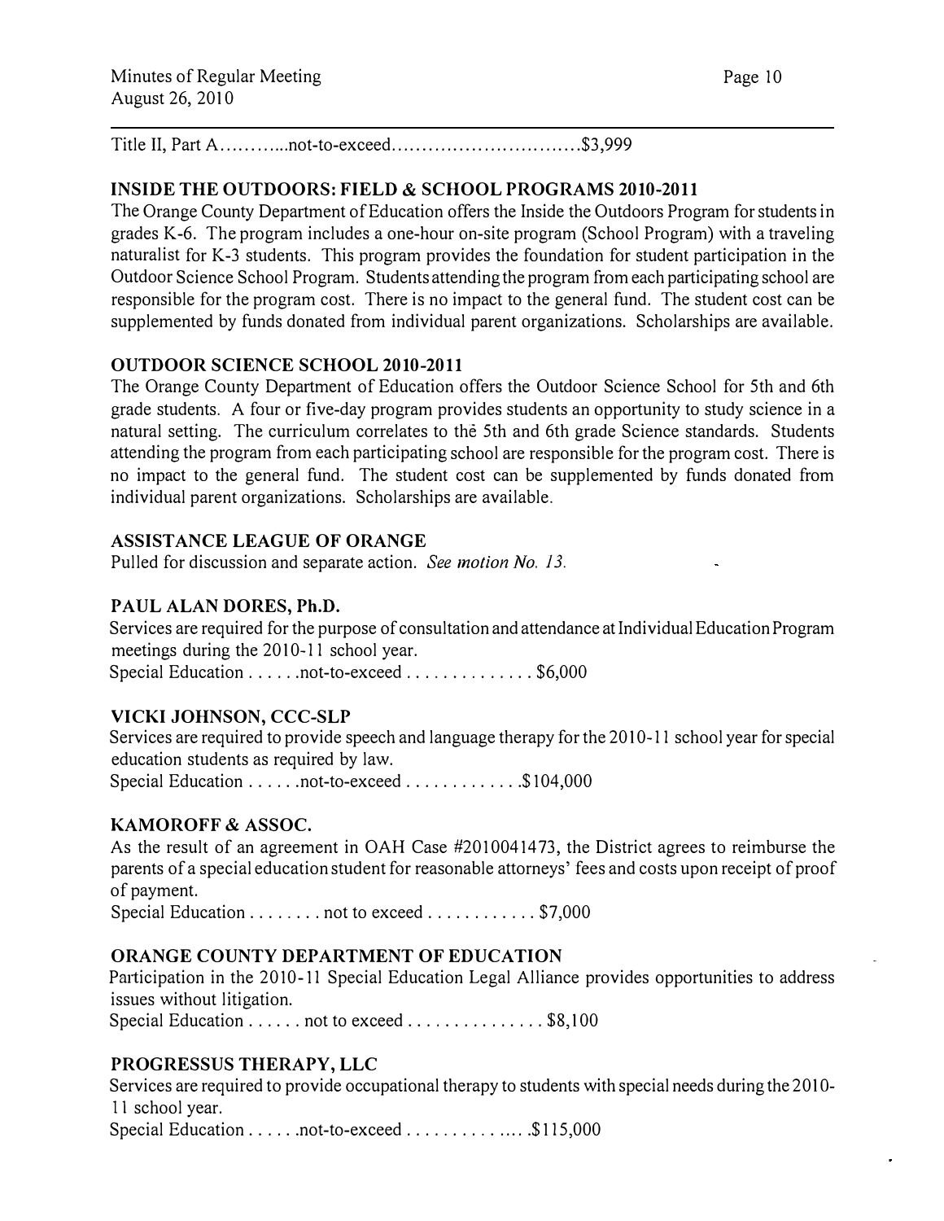Title II, Part A............not-to-exceed...............................$3,999

**INSIDE THE OUTDOORS: FIELD & SCHOOL PROGRAMS 2010-2011**

The Orange County Department of Education offers the Inside the Outdoors Program for students in grades K-6. The program includes a one-hour on-site program (School Program) with a traveling naturalist for K-3 students. This program provides the foundation for student participation in the Outdoor Science School Program. Students attending the program from each participating school are responsible for the program cost. There is no impact to the general fund. The student cost can be supplemented by funds donated from individual parent organizations. Scholarships are available.

**OUTDOOR SCIENCE SCHOOL 2010-2011**

The Orange County Department of Education offers the Outdoor Science School for 5th and 6th grade students. A four or five-day program provides students an opportunity to study science in a natural setting. The curriculum correlates to the 5th and 6th grade Science standards. Students attending the program from each participating school are responsible for the program cost. There is no impact to the general fund. The student cost can be supplemented by funds donated from individual parent organizations. Scholarships are available.

**ASSISTANCE LEAGUE OF ORANGE**

Pulled for discussion and separate action. *See motion No. 13.*

**PAUL ALAN DORES, Ph.D.**

Services are required for the purpose of consultation and attendance at Individual Education Program meetings during the 2010-11 school year.
Special Education . . . . . .not-to-exceed . . . . . . . . . . . . . . $6,000

**VICKI JOHNSON, CCC-SLP**

Services are required to provide speech and language therapy for the 2010-11 school year for special education students as required by law.
Special Education . . . . . .not-to-exceed . . . . . . . . . . . . .$104,000

**KAMOROFF & ASSOC.**

As the result of an agreement in OAH Case #2010041473, the District agrees to reimburse the parents of a special education student for reasonable attorneys' fees and costs upon receipt of proof of payment.
Special Education . . . . . . . . not to exceed . . . . . . . . . . . . $7,000

**ORANGE COUNTY DEPARTMENT OF EDUCATION**

Participation in the 2010-11 Special Education Legal Alliance provides opportunities to address issues without litigation.
Special Education . . . . . . not to exceed . . . . . . . . . . . . . . . $8,100

**PROGRESSUS THERAPY, LLC**

Services are required to provide occupational therapy to students with special needs during the 2010-11 school year.
Special Education . . . . . .not-to-exceed . . . . . . . . . . . . . .$115,000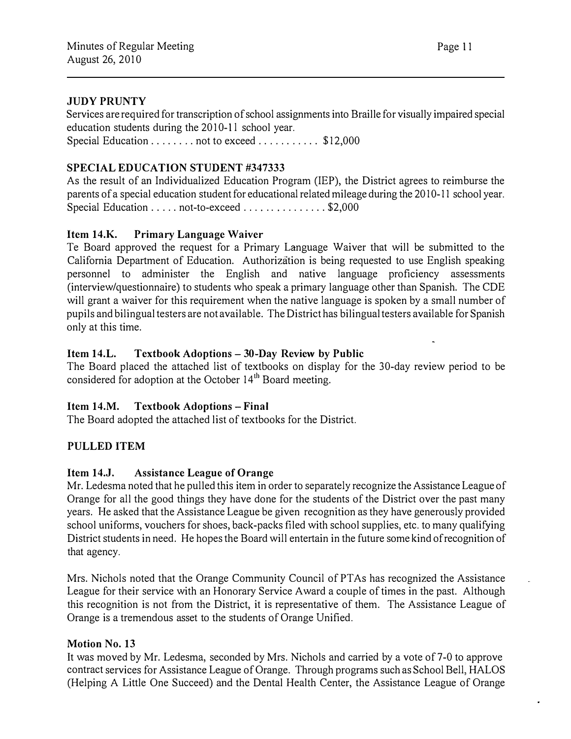**JUDY PRUNTY**

Services are required for transcription of school assignments into Braille for visually impaired special education students during the 2010-11 school year.

Special Education . . . . . . . . not to exceed . . . . . . . . . . . $12,000

**SPECIAL EDUCATION STUDENT #347333**

As the result of an Individualized Education Program (IEP), the District agrees to reimburse the parents of a special education student for educational related mileage during the 2010-11 school year.

Special Education . . . . . not-to-exceed . . . . . . . . . . . . . . . $2,000

**Item 14.K. Primary Language Waiver**

Te Board approved the request for a Primary Language Waiver that will be submitted to the California Department of Education. Authorization is being requested to use English speaking personnel to administer the English and native language proficiency assessments (interview/questionnaire) to students who speak a primary language other than Spanish. The CDE will grant a waiver for this requirement when the native language is spoken by a small number of pupils and bilingual testers are not available. The District has bilingual testers available for Spanish only at this time.

**Item 14.L. Textbook Adoptions – 30-Day Review by Public**

The Board placed the attached list of textbooks on display for the 30-day review period to be considered for adoption at the October 14th Board meeting.

**Item 14.M. Textbook Adoptions – Final**

The Board adopted the attached list of textbooks for the District.

**PULLED ITEM**

**Item 14.J. Assistance League of Orange**

Mr. Ledesma noted that he pulled this item in order to separately recognize the Assistance League of Orange for all the good things they have done for the students of the District over the past many years. He asked that the Assistance League be given recognition as they have generously provided school uniforms, vouchers for shoes, back-packs filed with school supplies, etc. to many qualifying District students in need. He hopes the Board will entertain in the future some kind of recognition of that agency.

Mrs. Nichols noted that the Orange Community Council of PTAs has recognized the Assistance League for their service with an Honorary Service Award a couple of times in the past. Although this recognition is not from the District, it is representative of them. The Assistance League of Orange is a tremendous asset to the students of Orange Unified.

**Motion No. 13**

It was moved by Mr. Ledesma, seconded by Mrs. Nichols and carried by a vote of 7-0 to approve contract services for Assistance League of Orange. Through programs such as School Bell, HALOS (Helping A Little One Succeed) and the Dental Health Center, the Assistance League of Orange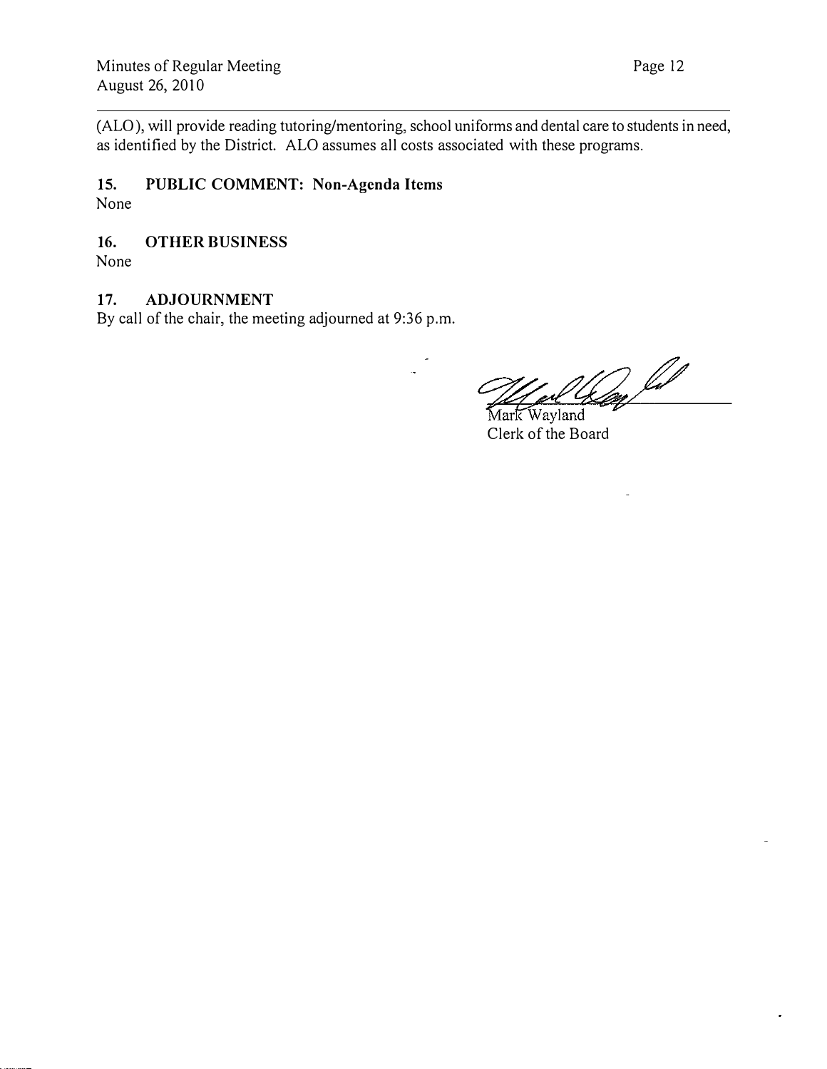(ALO), will provide reading tutoring/mentoring, school uniforms and dental care to students in need, as identified by the District. ALO assumes all costs associated with these programs.

## 15. PUBLIC COMMENT: Non-Agenda Items

None

## 16. OTHER BUSINESS

None

## 17. ADJOURNMENT

By call of the chair, the meeting adjourned at 9:36 p.m.

Mark Wayland
Clerk of the Board